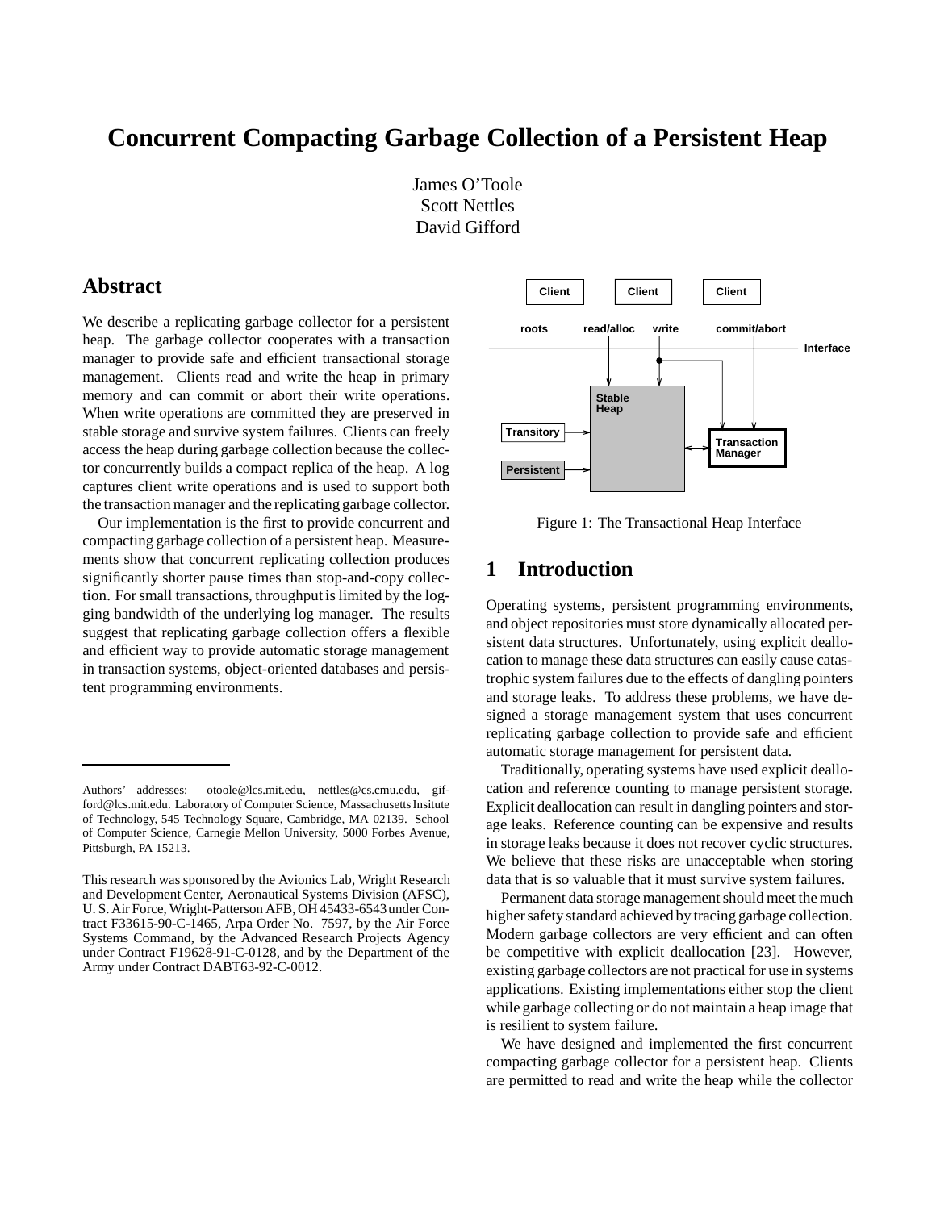# Concurrent Compacting Garbage Collection of a Persistent Heap

James O'Toole
Scott Nettles
David Gifford

## Abstract

We describe a replicating garbage collector for a persistent heap. The garbage collector cooperates with a transaction manager to provide safe and efficient transactional storage management. Clients read and write the heap in primary memory and can commit or abort their write operations. When write operations are committed they are preserved in stable storage and survive system failures. Clients can freely access the heap during garbage collection because the collector concurrently builds a compact replica of the heap. A log captures client write operations and is used to support both the transaction manager and the replicating garbage collector.

Our implementation is the first to provide concurrent and compacting garbage collection of a persistent heap. Measurements show that concurrent replicating collection produces significantly shorter pause times than stop-and-copy collection. For small transactions, throughput is limited by the logging bandwidth of the underlying log manager. The results suggest that replicating garbage collection offers a flexible and efficient way to provide automatic storage management in transaction systems, object-oriented databases and persistent programming environments.

Authors' addresses: otoole@lcs.mit.edu, nettles@cs.cmu.edu, gifford@lcs.mit.edu. Laboratory of Computer Science, Massachusetts Insitute of Technology, 545 Technology Square, Cambridge, MA 02139. School of Computer Science, Carnegie Mellon University, 5000 Forbes Avenue, Pittsburgh, PA 15213.

This research was sponsored by the Avionics Lab, Wright Research and Development Center, Aeronautical Systems Division (AFSC), U. S. Air Force, Wright-Patterson AFB, OH 45433-6543 under Contract F33615-90-C-1465, Arpa Order No. 7597, by the Air Force Systems Command, by the Advanced Research Projects Agency under Contract F19628-91-C-0128, and by the Department of the Army under Contract DABT63-92-C-0012.

Figure 1: The Transactional Heap Interface

## 1 Introduction

Operating systems, persistent programming environments, and object repositories must store dynamically allocated persistent data structures. Unfortunately, using explicit deallocation to manage these data structures can easily cause catastrophic system failures due to the effects of dangling pointers and storage leaks. To address these problems, we have designed a storage management system that uses concurrent replicating garbage collection to provide safe and efficient automatic storage management for persistent data.

Traditionally, operating systems have used explicit deallocation and reference counting to manage persistent storage. Explicit deallocation can result in dangling pointers and storage leaks. Reference counting can be expensive and results in storage leaks because it does not recover cyclic structures. We believe that these risks are unacceptable when storing data that is so valuable that it must survive system failures.

Permanent data storage management should meet the much higher safety standard achieved by tracing garbage collection. Modern garbage collectors are very efficient and can often be competitive with explicit deallocation [23]. However, existing garbage collectors are not practical for use in systems applications. Existing implementations either stop the client while garbage collecting or do not maintain a heap image that is resilient to system failure.

We have designed and implemented the first concurrent compacting garbage collector for a persistent heap. Clients are permitted to read and write the heap while the collector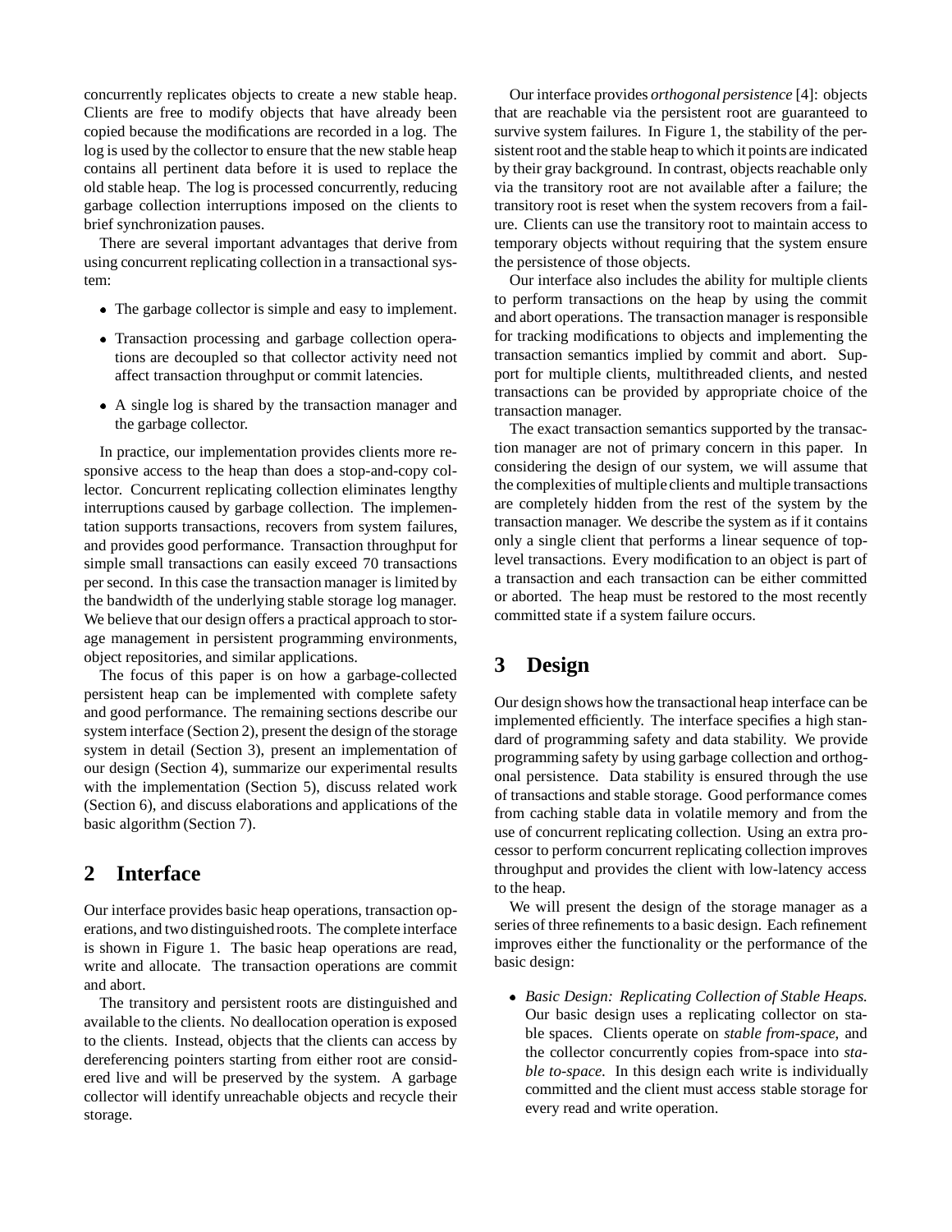concurrently replicates objects to create a new stable heap. Clients are free to modify objects that have already been copied because the modifications are recorded in a log. The log is used by the collector to ensure that the new stable heap contains all pertinent data before it is used to replace the old stable heap. The log is processed concurrently, reducing garbage collection interruptions imposed on the clients to brief synchronization pauses.

There are several important advantages that derive from using concurrent replicating collection in a transactional system:

- The garbage collector is simple and easy to implement.
- Transaction processing and garbage collection operations are decoupled so that collector activity need not affect transaction throughput or commit latencies.
- A single log is shared by the transaction manager and the garbage collector.

In practice, our implementation provides clients more responsive access to the heap than does a stop-and-copy collector. Concurrent replicating collection eliminates lengthy interruptions caused by garbage collection. The implementation supports transactions, recovers from system failures, and provides good performance. Transaction throughput for simple small transactions can easily exceed 70 transactions per second. In this case the transaction manager is limited by the bandwidth of the underlying stable storage log manager. We believe that our design offers a practical approach to storage management in persistent programming environments, object repositories, and similar applications.

The focus of this paper is on how a garbage-collected persistent heap can be implemented with complete safety and good performance. The remaining sections describe our system interface (Section 2), present the design of the storage system in detail (Section 3), present an implementation of our design (Section 4), summarize our experimental results with the implementation (Section 5), discuss related work (Section 6), and discuss elaborations and applications of the basic algorithm (Section 7).

## 2 Interface

Our interface provides basic heap operations, transaction operations, and two distinguished roots. The complete interface is shown in Figure 1. The basic heap operations are read, write and allocate. The transaction operations are commit and abort.

The transitory and persistent roots are distinguished and available to the clients. No deallocation operation is exposed to the clients. Instead, objects that the clients can access by dereferencing pointers starting from either root are considered live and will be preserved by the system. A garbage collector will identify unreachable objects and recycle their storage.

Our interface provides *orthogonal persistence* [4]: objects that are reachable via the persistent root are guaranteed to survive system failures. In Figure 1, the stability of the persistent root and the stable heap to which it points are indicated by their gray background. In contrast, objects reachable only via the transitory root are not available after a failure; the transitory root is reset when the system recovers from a failure. Clients can use the transitory root to maintain access to temporary objects without requiring that the system ensure the persistence of those objects.

Our interface also includes the ability for multiple clients to perform transactions on the heap by using the commit and abort operations. The transaction manager is responsible for tracking modifications to objects and implementing the transaction semantics implied by commit and abort. Support for multiple clients, multithreaded clients, and nested transactions can be provided by appropriate choice of the transaction manager.

The exact transaction semantics supported by the transaction manager are not of primary concern in this paper. In considering the design of our system, we will assume that the complexities of multiple clients and multiple transactions are completely hidden from the rest of the system by the transaction manager. We describe the system as if it contains only a single client that performs a linear sequence of top-level transactions. Every modification to an object is part of a transaction and each transaction can be either committed or aborted. The heap must be restored to the most recently committed state if a system failure occurs.

## 3 Design

Our design shows how the transactional heap interface can be implemented efficiently. The interface specifies a high standard of programming safety and data stability. We provide programming safety by using garbage collection and orthogonal persistence. Data stability is ensured through the use of transactions and stable storage. Good performance comes from caching stable data in volatile memory and from the use of concurrent replicating collection. Using an extra processor to perform concurrent replicating collection improves throughput and provides the client with low-latency access to the heap.

We will present the design of the storage manager as a series of three refinements to a basic design. Each refinement improves either the functionality or the performance of the basic design:

- *Basic Design: Replicating Collection of Stable Heaps.* Our basic design uses a replicating collector on stable spaces. Clients operate on *stable from-space*, and the collector concurrently copies from-space into *stable to-space*. In this design each write is individually committed and the client must access stable storage for every read and write operation.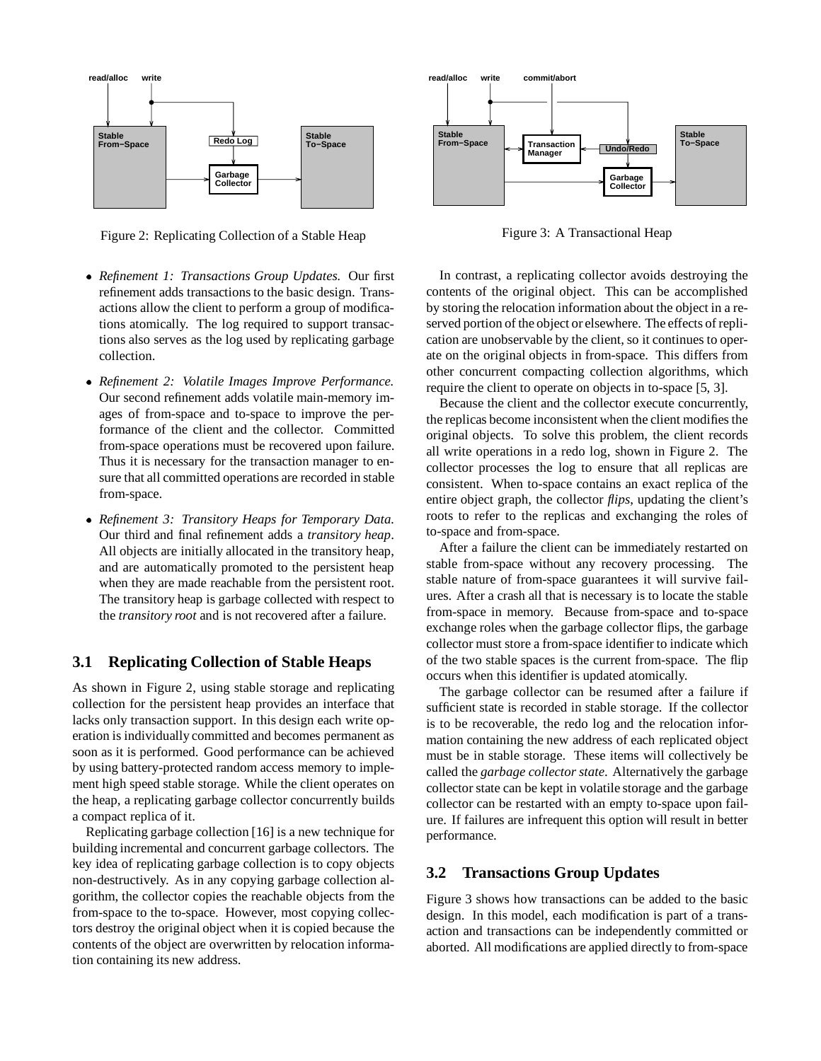Figure 2: Replicating Collection of a Stable Heap

Figure 3: A Transactional Heap

- *Refinement 1: Transactions Group Updates.* Our first refinement adds transactions to the basic design. Transactions allow the client to perform a group of modifications atomically. The log required to support transactions also serves as the log used by replicating garbage collection.
- *Refinement 2: Volatile Images Improve Performance.* Our second refinement adds volatile main-memory images of from-space and to-space to improve the performance of the client and the collector. Committed from-space operations must be recovered upon failure. Thus it is necessary for the transaction manager to ensure that all committed operations are recorded in stable from-space.
- *Refinement 3: Transitory Heaps for Temporary Data.* Our third and final refinement adds a *transitory heap*. All objects are initially allocated in the transitory heap, and are automatically promoted to the persistent heap when they are made reachable from the persistent root. The transitory heap is garbage collected with respect to the *transitory root* and is not recovered after a failure.

## 3.1 Replicating Collection of Stable Heaps

As shown in Figure 2, using stable storage and replicating collection for the persistent heap provides an interface that lacks only transaction support. In this design each write operation is individually committed and becomes permanent as soon as it is performed. Good performance can be achieved by using battery-protected random access memory to implement high speed stable storage. While the client operates on the heap, a replicating garbage collector concurrently builds a compact replica of it.

Replicating garbage collection [16] is a new technique for building incremental and concurrent garbage collectors. The key idea of replicating garbage collection is to copy objects non-destructively. As in any copying garbage collection algorithm, the collector copies the reachable objects from the from-space to the to-space. However, most copying collectors destroy the original object when it is copied because the contents of the object are overwritten by relocation information containing its new address.

In contrast, a replicating collector avoids destroying the contents of the original object. This can be accomplished by storing the relocation information about the object in a reserved portion of the object or elsewhere. The effects of replication are unobservable by the client, so it continues to operate on the original objects in from-space. This differs from other concurrent compacting collection algorithms, which require the client to operate on objects in to-space [5, 3].

Because the client and the collector execute concurrently, the replicas become inconsistent when the client modifies the original objects. To solve this problem, the client records all write operations in a redo log, shown in Figure 2. The collector processes the log to ensure that all replicas are consistent. When to-space contains an exact replica of the entire object graph, the collector *flips*, updating the client's roots to refer to the replicas and exchanging the roles of to-space and from-space.

After a failure the client can be immediately restarted on stable from-space without any recovery processing. The stable nature of from-space guarantees it will survive failures. After a crash all that is necessary is to locate the stable from-space in memory. Because from-space and to-space exchange roles when the garbage collector flips, the garbage collector must store a from-space identifier to indicate which of the two stable spaces is the current from-space. The flip occurs when this identifier is updated atomically.

The garbage collector can be resumed after a failure if sufficient state is recorded in stable storage. If the collector is to be recoverable, the redo log and the relocation information containing the new address of each replicated object must be in stable storage. These items will collectively be called the *garbage collector state*. Alternatively the garbage collector state can be kept in volatile storage and the garbage collector can be restarted with an empty to-space upon failure. If failures are infrequent this option will result in better performance.

## 3.2 Transactions Group Updates

Figure 3 shows how transactions can be added to the basic design. In this model, each modification is part of a transaction and transactions can be independently committed or aborted. All modifications are applied directly to from-space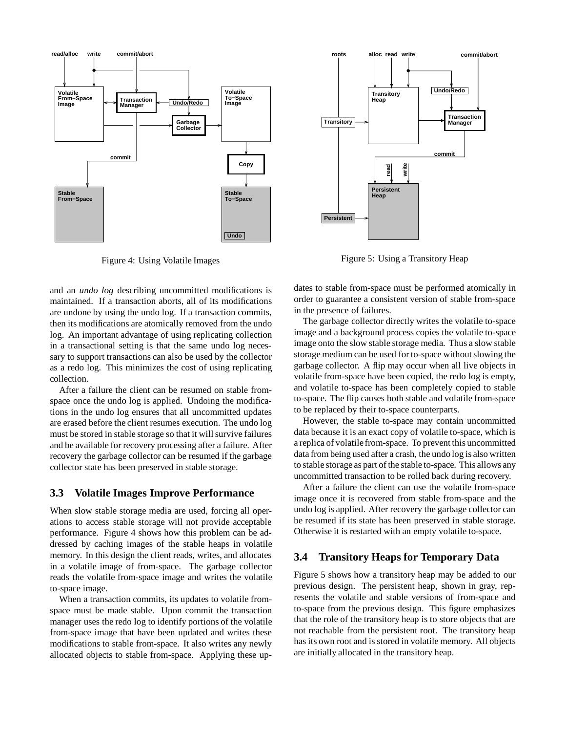Figure 4: Using Volatile Images

Figure 5: Using a Transitory Heap

and an *undo log* describing uncommitted modifications is maintained. If a transaction aborts, all of its modifications are undone by using the undo log. If a transaction commits, then its modifications are atomically removed from the undo log. An important advantage of using replicating collection in a transactional setting is that the same undo log necessary to support transactions can also be used by the collector as a redo log. This minimizes the cost of using replicating collection.

After a failure the client can be resumed on stable from-space once the undo log is applied. Undoing the modifications in the undo log ensures that all uncommitted updates are erased before the client resumes execution. The undo log must be stored in stable storage so that it will survive failures and be available for recovery processing after a failure. After recovery the garbage collector can be resumed if the garbage collector state has been preserved in stable storage.

### 3.3 Volatile Images Improve Performance

When slow stable storage media are used, forcing all operations to access stable storage will not provide acceptable performance. Figure 4 shows how this problem can be addressed by caching images of the stable heaps in volatile memory. In this design the client reads, writes, and allocates in a volatile image of from-space. The garbage collector reads the volatile from-space image and writes the volatile to-space image.

When a transaction commits, its updates to volatile from-space must be made stable. Upon commit the transaction manager uses the redo log to identify portions of the volatile from-space image that have been updated and writes these modifications to stable from-space. It also writes any newly allocated objects to stable from-space. Applying these updates to stable from-space must be performed atomically in order to guarantee a consistent version of stable from-space in the presence of failures.

The garbage collector directly writes the volatile to-space image and a background process copies the volatile to-space image onto the slow stable storage media. Thus a slow stable storage medium can be used for to-space without slowing the garbage collector. A flip may occur when all live objects in volatile from-space have been copied, the redo log is empty, and volatile to-space has been completely copied to stable to-space. The flip causes both stable and volatile from-space to be replaced by their to-space counterparts.

However, the stable to-space may contain uncommitted data because it is an exact copy of volatile to-space, which is a replica of volatile from-space. To prevent this uncommitted data from being used after a crash, the undo log is also written to stable storage as part of the stable to-space. This allows any uncommitted transaction to be rolled back during recovery.

After a failure the client can use the volatile from-space image once it is recovered from stable from-space and the undo log is applied. After recovery the garbage collector can be resumed if its state has been preserved in stable storage. Otherwise it is restarted with an empty volatile to-space.

### 3.4 Transitory Heaps for Temporary Data

Figure 5 shows how a transitory heap may be added to our previous design. The persistent heap, shown in gray, represents the volatile and stable versions of from-space and to-space from the previous design. This figure emphasizes that the role of the transitory heap is to store objects that are not reachable from the persistent root. The transitory heap has its own root and is stored in volatile memory. All objects are initially allocated in the transitory heap.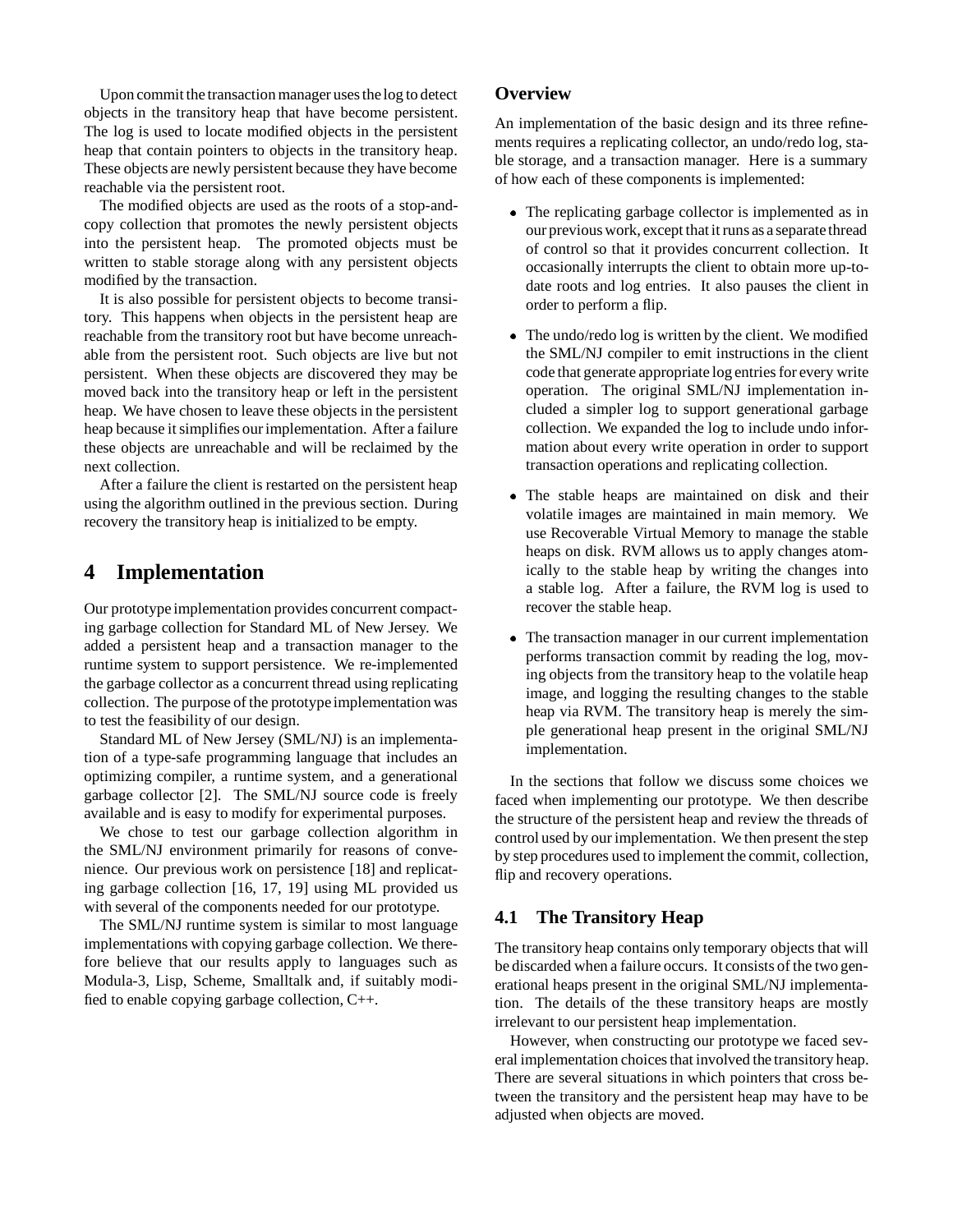Upon commit the transaction manager uses the log to detect objects in the transitory heap that have become persistent. The log is used to locate modified objects in the persistent heap that contain pointers to objects in the transitory heap. These objects are newly persistent because they have become reachable via the persistent root.

The modified objects are used as the roots of a stop-and-copy collection that promotes the newly persistent objects into the persistent heap. The promoted objects must be written to stable storage along with any persistent objects modified by the transaction.

It is also possible for persistent objects to become transitory. This happens when objects in the persistent heap are reachable from the transitory root but have become unreachable from the persistent root. Such objects are live but not persistent. When these objects are discovered they may be moved back into the transitory heap or left in the persistent heap. We have chosen to leave these objects in the persistent heap because it simplifies our implementation. After a failure these objects are unreachable and will be reclaimed by the next collection.

After a failure the client is restarted on the persistent heap using the algorithm outlined in the previous section. During recovery the transitory heap is initialized to be empty.

# 4 Implementation

Our prototype implementation provides concurrent compacting garbage collection for Standard ML of New Jersey. We added a persistent heap and a transaction manager to the runtime system to support persistence. We re-implemented the garbage collector as a concurrent thread using replicating collection. The purpose of the prototype implementation was to test the feasibility of our design.

Standard ML of New Jersey (SML/NJ) is an implementation of a type-safe programming language that includes an optimizing compiler, a runtime system, and a generational garbage collector [2]. The SML/NJ source code is freely available and is easy to modify for experimental purposes.

We chose to test our garbage collection algorithm in the SML/NJ environment primarily for reasons of convenience. Our previous work on persistence [18] and replicating garbage collection [16, 17, 19] using ML provided us with several of the components needed for our prototype.

The SML/NJ runtime system is similar to most language implementations with copying garbage collection. We therefore believe that our results apply to languages such as Modula-3, Lisp, Scheme, Smalltalk and, if suitably modified to enable copying garbage collection, C++.

### Overview

An implementation of the basic design and its three refinements requires a replicating collector, an undo/redo log, stable storage, and a transaction manager. Here is a summary of how each of these components is implemented:

- The replicating garbage collector is implemented as in our previous work, except that it runs as a separate thread of control so that it provides concurrent collection. It occasionally interrupts the client to obtain more up-to-date roots and log entries. It also pauses the client in order to perform a flip.
- The undo/redo log is written by the client. We modified the SML/NJ compiler to emit instructions in the client code that generate appropriate log entries for every write operation. The original SML/NJ implementation included a simpler log to support generational garbage collection. We expanded the log to include undo information about every write operation in order to support transaction operations and replicating collection.
- The stable heaps are maintained on disk and their volatile images are maintained in main memory. We use Recoverable Virtual Memory to manage the stable heaps on disk. RVM allows us to apply changes atomically to the stable heap by writing the changes into a stable log. After a failure, the RVM log is used to recover the stable heap.
- The transaction manager in our current implementation performs transaction commit by reading the log, moving objects from the transitory heap to the volatile heap image, and logging the resulting changes to the stable heap via RVM. The transitory heap is merely the simple generational heap present in the original SML/NJ implementation.

In the sections that follow we discuss some choices we faced when implementing our prototype. We then describe the structure of the persistent heap and review the threads of control used by our implementation. We then present the step by step procedures used to implement the commit, collection, flip and recovery operations.

## 4.1 The Transitory Heap

The transitory heap contains only temporary objects that will be discarded when a failure occurs. It consists of the two generational heaps present in the original SML/NJ implementation. The details of the these transitory heaps are mostly irrelevant to our persistent heap implementation.

However, when constructing our prototype we faced several implementation choices that involved the transitory heap. There are several situations in which pointers that cross between the transitory and the persistent heap may have to be adjusted when objects are moved.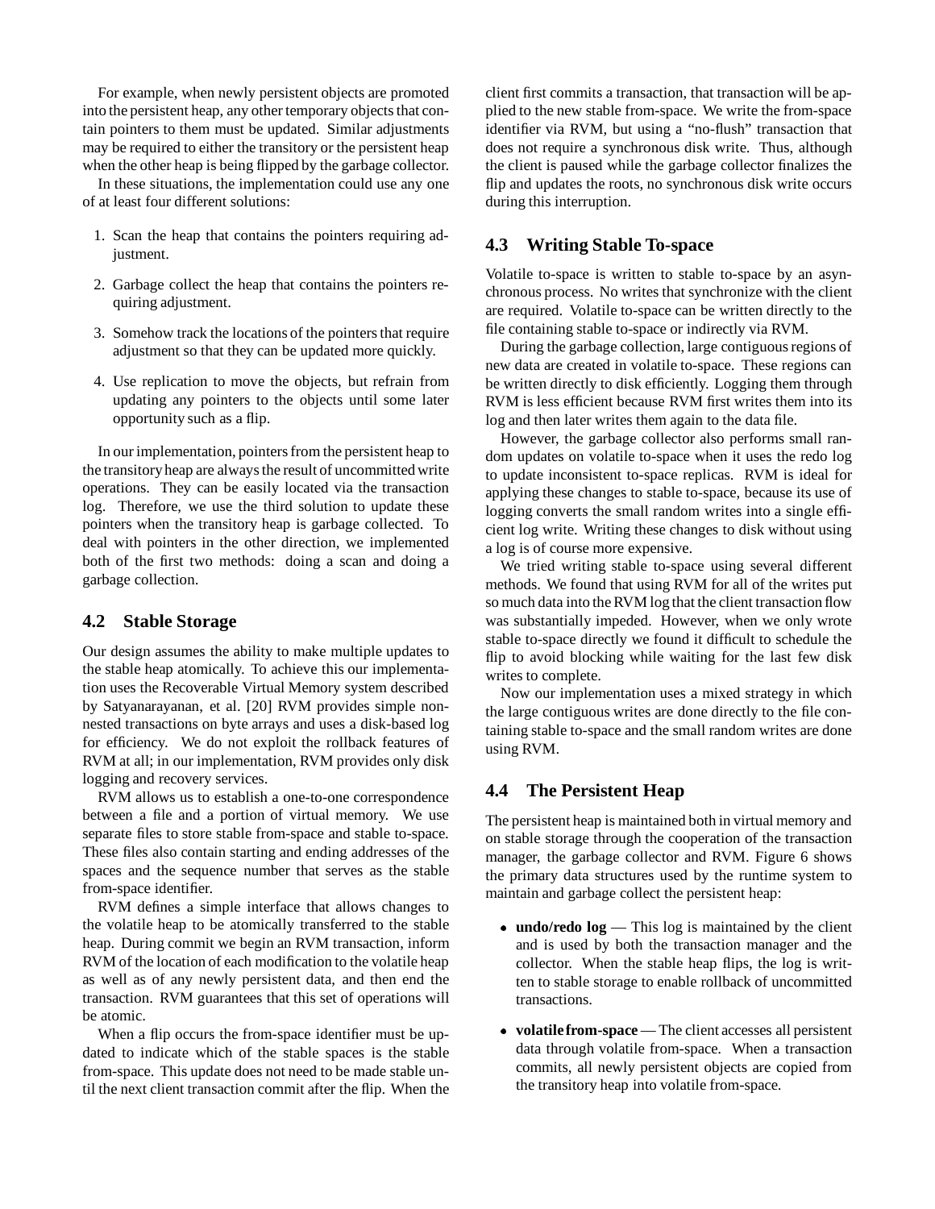For example, when newly persistent objects are promoted into the persistent heap, any other temporary objects that contain pointers to them must be updated. Similar adjustments may be required to either the transitory or the persistent heap when the other heap is being flipped by the garbage collector.

In these situations, the implementation could use any one of at least four different solutions:

1. Scan the heap that contains the pointers requiring adjustment.
2. Garbage collect the heap that contains the pointers requiring adjustment.
3. Somehow track the locations of the pointers that require adjustment so that they can be updated more quickly.
4. Use replication to move the objects, but refrain from updating any pointers to the objects until some later opportunity such as a flip.

In our implementation, pointers from the persistent heap to the transitory heap are always the result of uncommitted write operations. They can be easily located via the transaction log. Therefore, we use the third solution to update these pointers when the transitory heap is garbage collected. To deal with pointers in the other direction, we implemented both of the first two methods: doing a scan and doing a garbage collection.

## 4.2 Stable Storage

Our design assumes the ability to make multiple updates to the stable heap atomically. To achieve this our implementation uses the Recoverable Virtual Memory system described by Satyanarayanan, et al. [20] RVM provides simple non-nested transactions on byte arrays and uses a disk-based log for efficiency. We do not exploit the rollback features of RVM at all; in our implementation, RVM provides only disk logging and recovery services.

RVM allows us to establish a one-to-one correspondence between a file and a portion of virtual memory. We use separate files to store stable from-space and stable to-space. These files also contain starting and ending addresses of the spaces and the sequence number that serves as the stable from-space identifier.

RVM defines a simple interface that allows changes to the volatile heap to be atomically transferred to the stable heap. During commit we begin an RVM transaction, inform RVM of the location of each modification to the volatile heap as well as of any newly persistent data, and then end the transaction. RVM guarantees that this set of operations will be atomic.

When a flip occurs the from-space identifier must be updated to indicate which of the stable spaces is the stable from-space. This update does not need to be made stable until the next client transaction commit after the flip. When the client first commits a transaction, that transaction will be applied to the new stable from-space. We write the from-space identifier via RVM, but using a "no-flush" transaction that does not require a synchronous disk write. Thus, although the client is paused while the garbage collector finalizes the flip and updates the roots, no synchronous disk write occurs during this interruption.

## 4.3 Writing Stable To-space

Volatile to-space is written to stable to-space by an asynchronous process. No writes that synchronize with the client are required. Volatile to-space can be written directly to the file containing stable to-space or indirectly via RVM.

During the garbage collection, large contiguous regions of new data are created in volatile to-space. These regions can be written directly to disk efficiently. Logging them through RVM is less efficient because RVM first writes them into its log and then later writes them again to the data file.

However, the garbage collector also performs small random updates on volatile to-space when it uses the redo log to update inconsistent to-space replicas. RVM is ideal for applying these changes to stable to-space, because its use of logging converts the small random writes into a single efficient log write. Writing these changes to disk without using a log is of course more expensive.

We tried writing stable to-space using several different methods. We found that using RVM for all of the writes put so much data into the RVM log that the client transaction flow was substantially impeded. However, when we only wrote stable to-space directly we found it difficult to schedule the flip to avoid blocking while waiting for the last few disk writes to complete.

Now our implementation uses a mixed strategy in which the large contiguous writes are done directly to the file containing stable to-space and the small random writes are done using RVM.

## 4.4 The Persistent Heap

The persistent heap is maintained both in virtual memory and on stable storage through the cooperation of the transaction manager, the garbage collector and RVM. Figure 6 shows the primary data structures used by the runtime system to maintain and garbage collect the persistent heap:

- **undo/redo log** — This log is maintained by the client and is used by both the transaction manager and the collector. When the stable heap flips, the log is written to stable storage to enable rollback of uncommitted transactions.
- **volatile from-space** — The client accesses all persistent data through volatile from-space. When a transaction commits, all newly persistent objects are copied from the transitory heap into volatile from-space.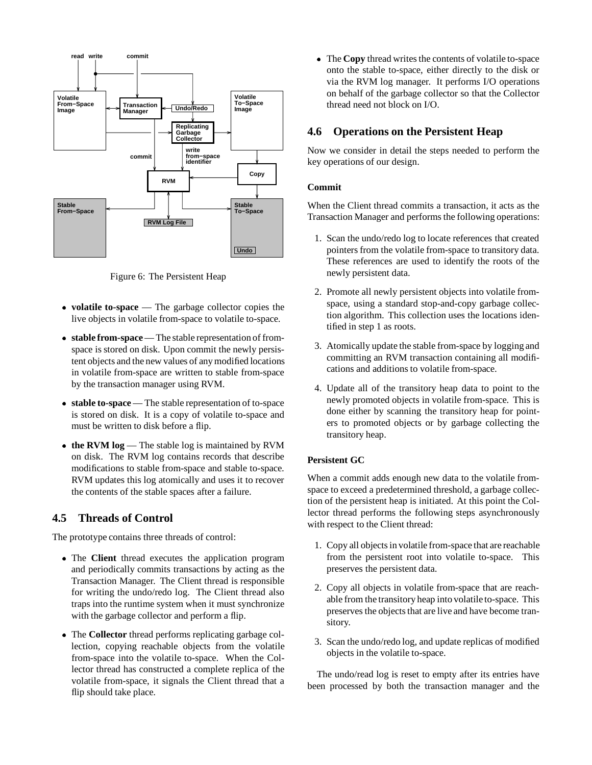Figure 6: The Persistent Heap

- **volatile to-space** — The garbage collector copies the live objects in volatile from-space to volatile to-space.
- **stable from-space** — The stable representation of from-space is stored on disk. Upon commit the newly persistent objects and the new values of any modified locations in volatile from-space are written to stable from-space by the transaction manager using RVM.
- **stable to-space** — The stable representation of to-space is stored on disk. It is a copy of volatile to-space and must be written to disk before a flip.
- **the RVM log** — The stable log is maintained by RVM on disk. The RVM log contains records that describe modifications to stable from-space and stable to-space. RVM updates this log atomically and uses it to recover the contents of the stable spaces after a failure.

## 4.5 Threads of Control

The prototype contains three threads of control:

- The **Client** thread executes the application program and periodically commits transactions by acting as the Transaction Manager. The Client thread is responsible for writing the undo/redo log. The Client thread also traps into the runtime system when it must synchronize with the garbage collector and perform a flip.
- The **Collector** thread performs replicating garbage collection, copying reachable objects from the volatile from-space into the volatile to-space. When the Collector thread has constructed a complete replica of the volatile from-space, it signals the Client thread that a flip should take place.
- The **Copy** thread writes the contents of volatile to-space onto the stable to-space, either directly to the disk or via the RVM log manager. It performs I/O operations on behalf of the garbage collector so that the Collector thread need not block on I/O.

## 4.6 Operations on the Persistent Heap

Now we consider in detail the steps needed to perform the key operations of our design.

#### Commit

When the Client thread commits a transaction, it acts as the Transaction Manager and performs the following operations:

1. Scan the undo/redo log to locate references that created pointers from the volatile from-space to transitory data. These references are used to identify the roots of the newly persistent data.
2. Promote all newly persistent objects into volatile from-space, using a standard stop-and-copy garbage collection algorithm. This collection uses the locations identified in step 1 as roots.
3. Atomically update the stable from-space by logging and committing an RVM transaction containing all modifications and additions to volatile from-space.
4. Update all of the transitory heap data to point to the newly promoted objects in volatile from-space. This is done either by scanning the transitory heap for pointers to promoted objects or by garbage collecting the transitory heap.

#### Persistent GC

When a commit adds enough new data to the volatile from-space to exceed a predetermined threshold, a garbage collection of the persistent heap is initiated. At this point the Collector thread performs the following steps asynchronously with respect to the Client thread:

1. Copy all objects in volatile from-space that are reachable from the persistent root into volatile to-space. This preserves the persistent data.
2. Copy all objects in volatile from-space that are reachable from the transitory heap into volatile to-space. This preserves the objects that are live and have become transitory.
3. Scan the undo/redo log, and update replicas of modified objects in the volatile to-space.

The undo/read log is reset to empty after its entries have been processed by both the transaction manager and the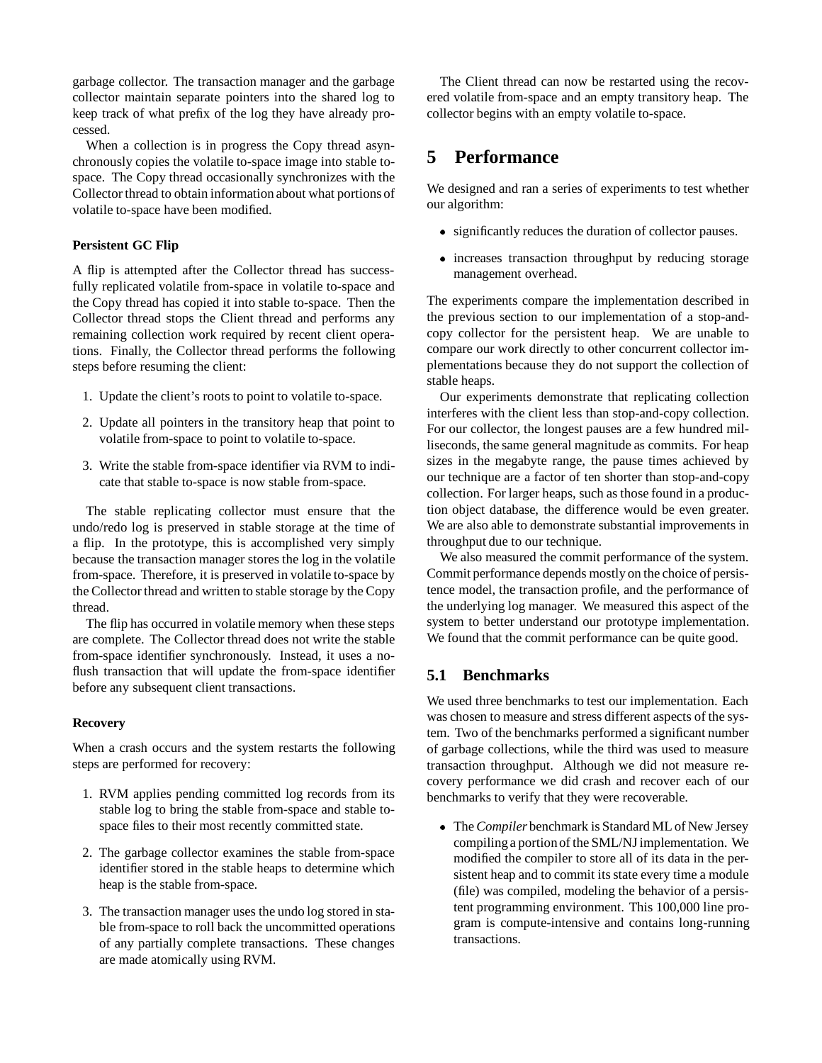garbage collector. The transaction manager and the garbage collector maintain separate pointers into the shared log to keep track of what prefix of the log they have already processed.

When a collection is in progress the Copy thread asynchronously copies the volatile to-space image into stable to-space. The Copy thread occasionally synchronizes with the Collector thread to obtain information about what portions of volatile to-space have been modified.

#### Persistent GC Flip

A flip is attempted after the Collector thread has successfully replicated volatile from-space in volatile to-space and the Copy thread has copied it into stable to-space. Then the Collector thread stops the Client thread and performs any remaining collection work required by recent client operations. Finally, the Collector thread performs the following steps before resuming the client:

1. Update the client's roots to point to volatile to-space.
2. Update all pointers in the transitory heap that point to volatile from-space to point to volatile to-space.
3. Write the stable from-space identifier via RVM to indicate that stable to-space is now stable from-space.

The stable replicating collector must ensure that the undo/redo log is preserved in stable storage at the time of a flip. In the prototype, this is accomplished very simply because the transaction manager stores the log in the volatile from-space. Therefore, it is preserved in volatile to-space by the Collector thread and written to stable storage by the Copy thread.

The flip has occurred in volatile memory when these steps are complete. The Collector thread does not write the stable from-space identifier synchronously. Instead, it uses a no-flush transaction that will update the from-space identifier before any subsequent client transactions.

#### Recovery

When a crash occurs and the system restarts the following steps are performed for recovery:

1. RVM applies pending committed log records from its stable log to bring the stable from-space and stable to-space files to their most recently committed state.
2. The garbage collector examines the stable from-space identifier stored in the stable heaps to determine which heap is the stable from-space.
3. The transaction manager uses the undo log stored in stable from-space to roll back the uncommitted operations of any partially complete transactions. These changes are made atomically using RVM.

The Client thread can now be restarted using the recovered volatile from-space and an empty transitory heap. The collector begins with an empty volatile to-space.

# 5 Performance

We designed and ran a series of experiments to test whether our algorithm:

- significantly reduces the duration of collector pauses.
- increases transaction throughput by reducing storage management overhead.

The experiments compare the implementation described in the previous section to our implementation of a stop-and-copy collector for the persistent heap. We are unable to compare our work directly to other concurrent collector implementations because they do not support the collection of stable heaps.

Our experiments demonstrate that replicating collection interferes with the client less than stop-and-copy collection. For our collector, the longest pauses are a few hundred milliseconds, the same general magnitude as commits. For heap sizes in the megabyte range, the pause times achieved by our technique are a factor of ten shorter than stop-and-copy collection. For larger heaps, such as those found in a production object database, the difference would be even greater. We are also able to demonstrate substantial improvements in throughput due to our technique.

We also measured the commit performance of the system. Commit performance depends mostly on the choice of persistence model, the transaction profile, and the performance of the underlying log manager. We measured this aspect of the system to better understand our prototype implementation. We found that the commit performance can be quite good.

## 5.1 Benchmarks

We used three benchmarks to test our implementation. Each was chosen to measure and stress different aspects of the system. Two of the benchmarks performed a significant number of garbage collections, while the third was used to measure transaction throughput. Although we did not measure recovery performance we did crash and recover each of our benchmarks to verify that they were recoverable.

- The *Compiler* benchmark is Standard ML of New Jersey compiling a portion of the SML/NJ implementation. We modified the compiler to store all of its data in the persistent heap and to commit its state every time a module (file) was compiled, modeling the behavior of a persistent programming environment. This 100,000 line program is compute-intensive and contains long-running transactions.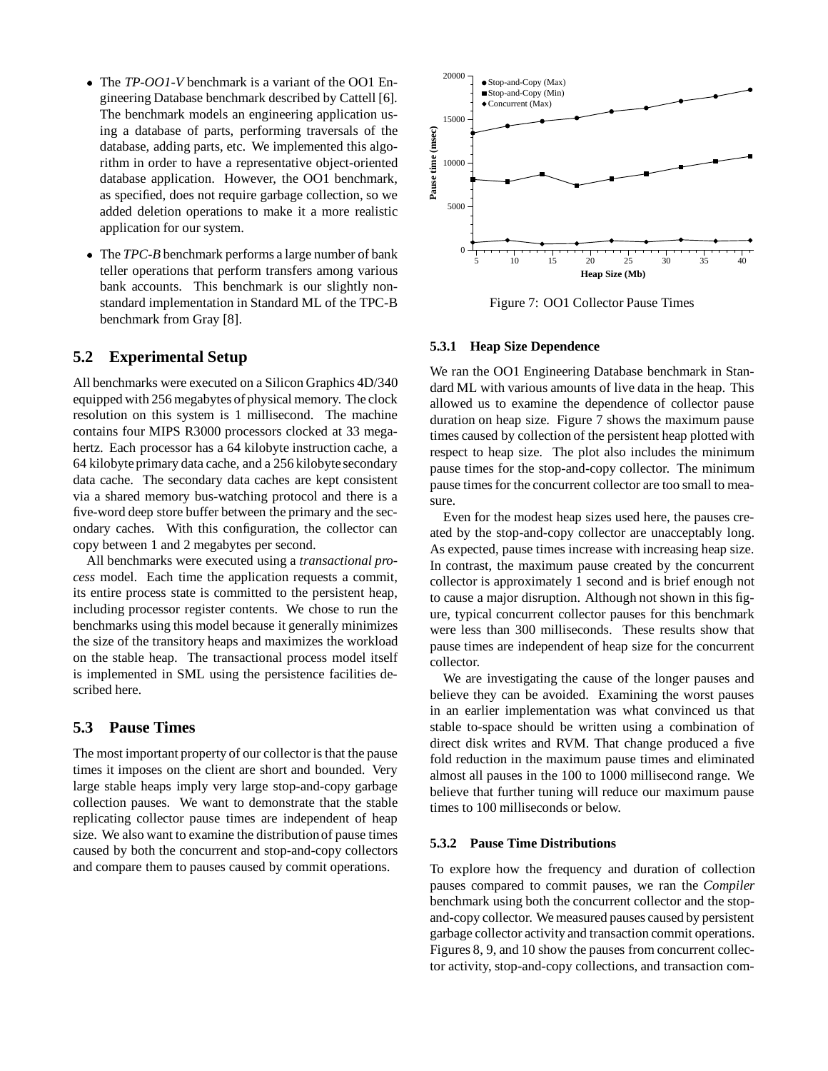- The *TP-OO1-V* benchmark is a variant of the OO1 Engineering Database benchmark described by Cattell [6]. The benchmark models an engineering application using a database of parts, performing traversals of the database, adding parts, etc. We implemented this algorithm in order to have a representative object-oriented database application. However, the OO1 benchmark, as specified, does not require garbage collection, so we added deletion operations to make it a more realistic application for our system.

- The *TPC-B* benchmark performs a large number of bank teller operations that perform transfers among various bank accounts. This benchmark is our slightly nonstandard implementation in Standard ML of the TPC-B benchmark from Gray [8].

## 5.2 Experimental Setup

All benchmarks were executed on a Silicon Graphics 4D/340 equipped with 256 megabytes of physical memory. The clock resolution on this system is 1 millisecond. The machine contains four MIPS R3000 processors clocked at 33 megahertz. Each processor has a 64 kilobyte instruction cache, a 64 kilobyte primary data cache, and a 256 kilobyte secondary data cache. The secondary data caches are kept consistent via a shared memory bus-watching protocol and there is a five-word deep store buffer between the primary and the secondary caches. With this configuration, the collector can copy between 1 and 2 megabytes per second.

All benchmarks were executed using a *transactional process* model. Each time the application requests a commit, its entire process state is committed to the persistent heap, including processor register contents. We chose to run the benchmarks using this model because it generally minimizes the size of the transitory heaps and maximizes the workload on the stable heap. The transactional process model itself is implemented in SML using the persistence facilities described here.

## 5.3 Pause Times

The most important property of our collector is that the pause times it imposes on the client are short and bounded. Very large stable heaps imply very large stop-and-copy garbage collection pauses. We want to demonstrate that the stable replicating collector pause times are independent of heap size. We also want to examine the distribution of pause times caused by both the concurrent and stop-and-copy collectors and compare them to pauses caused by commit operations.

Figure 7: OO1 Collector Pause Times

### 5.3.1 Heap Size Dependence

We ran the OO1 Engineering Database benchmark in Standard ML with various amounts of live data in the heap. This allowed us to examine the dependence of collector pause duration on heap size. Figure 7 shows the maximum pause times caused by collection of the persistent heap plotted with respect to heap size. The plot also includes the minimum pause times for the stop-and-copy collector. The minimum pause times for the concurrent collector are too small to measure.

Even for the modest heap sizes used here, the pauses created by the stop-and-copy collector are unacceptably long. As expected, pause times increase with increasing heap size. In contrast, the maximum pause created by the concurrent collector is approximately 1 second and is brief enough not to cause a major disruption. Although not shown in this figure, typical concurrent collector pauses for this benchmark were less than 300 milliseconds. These results show that pause times are independent of heap size for the concurrent collector.

We are investigating the cause of the longer pauses and believe they can be avoided. Examining the worst pauses in an earlier implementation was what convinced us that stable to-space should be written using a combination of direct disk writes and RVM. That change produced a five fold reduction in the maximum pause times and eliminated almost all pauses in the 100 to 1000 millisecond range. We believe that further tuning will reduce our maximum pause times to 100 milliseconds or below.

### 5.3.2 Pause Time Distributions

To explore how the frequency and duration of collection pauses compared to commit pauses, we ran the *Compiler* benchmark using both the concurrent collector and the stop-and-copy collector. We measured pauses caused by persistent garbage collector activity and transaction commit operations. Figures 8, 9, and 10 show the pauses from concurrent collector activity, stop-and-copy collections, and transaction com-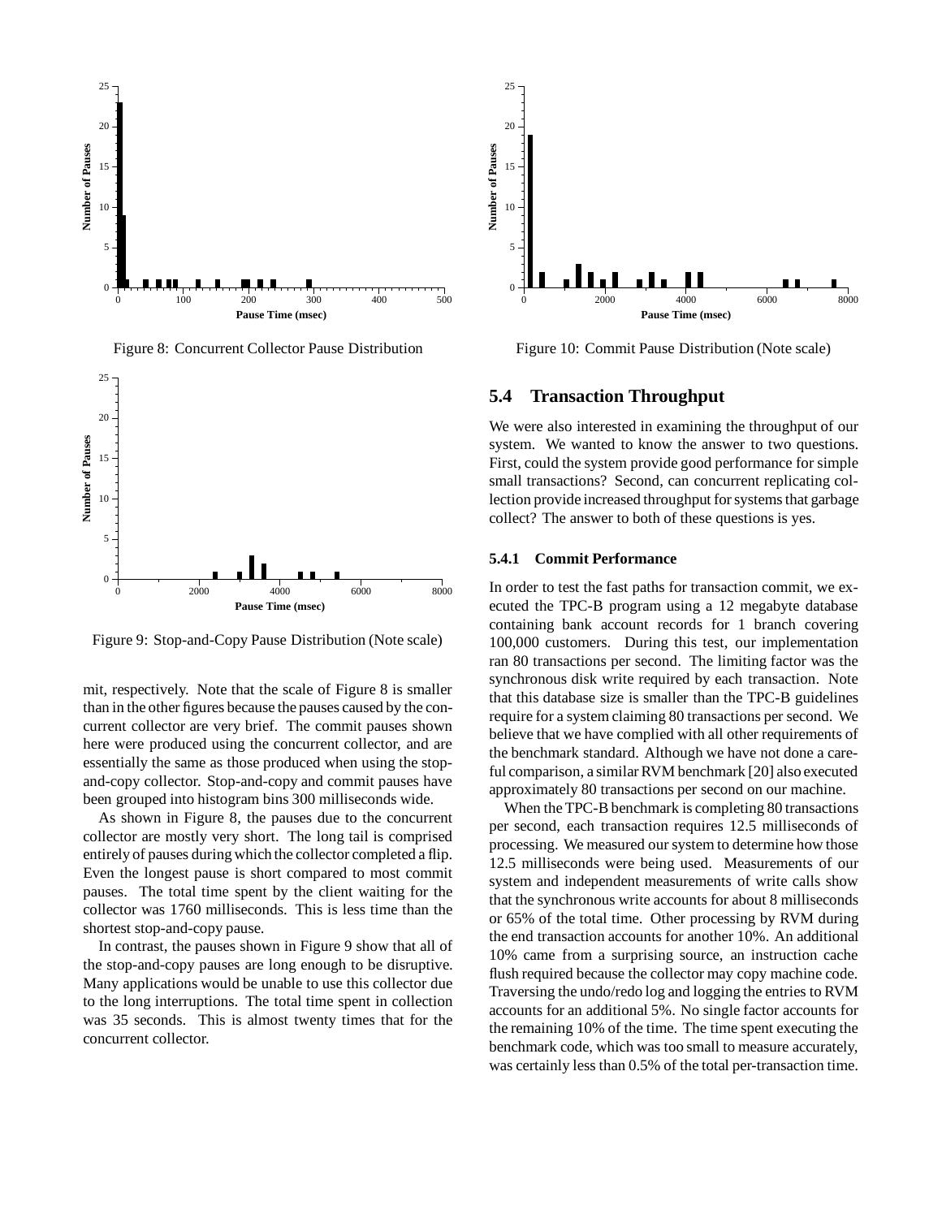Figure 8: Concurrent Collector Pause Distribution

Figure 9: Stop-and-Copy Pause Distribution (Note scale)

mit, respectively. Note that the scale of Figure 8 is smaller than in the other figures because the pauses caused by the concurrent collector are very brief. The commit pauses shown here were produced using the concurrent collector, and are essentially the same as those produced when using the stop-and-copy collector. Stop-and-copy and commit pauses have been grouped into histogram bins 300 milliseconds wide.

As shown in Figure 8, the pauses due to the concurrent collector are mostly very short. The long tail is comprised entirely of pauses during which the collector completed a flip. Even the longest pause is short compared to most commit pauses. The total time spent by the client waiting for the collector was 1760 milliseconds. This is less time than the shortest stop-and-copy pause.

In contrast, the pauses shown in Figure 9 show that all of the stop-and-copy pauses are long enough to be disruptive. Many applications would be unable to use this collector due to the long interruptions. The total time spent in collection was 35 seconds. This is almost twenty times that for the concurrent collector.

Figure 10: Commit Pause Distribution (Note scale)

## 5.4 Transaction Throughput

We were also interested in examining the throughput of our system. We wanted to know the answer to two questions. First, could the system provide good performance for simple small transactions? Second, can concurrent replicating collection provide increased throughput for systems that garbage collect? The answer to both of these questions is yes.

### 5.4.1 Commit Performance

In order to test the fast paths for transaction commit, we executed the TPC-B program using a 12 megabyte database containing bank account records for 1 branch covering 100,000 customers. During this test, our implementation ran 80 transactions per second. The limiting factor was the synchronous disk write required by each transaction. Note that this database size is smaller than the TPC-B guidelines require for a system claiming 80 transactions per second. We believe that we have complied with all other requirements of the benchmark standard. Although we have not done a careful comparison, a similar RVM benchmark [20] also executed approximately 80 transactions per second on our machine.

When the TPC-B benchmark is completing 80 transactions per second, each transaction requires 12.5 milliseconds of processing. We measured our system to determine how those 12.5 milliseconds were being used. Measurements of our system and independent measurements of write calls show that the synchronous write accounts for about 8 milliseconds or 65% of the total time. Other processing by RVM during the end transaction accounts for another 10%. An additional 10% came from a surprising source, an instruction cache flush required because the collector may copy machine code. Traversing the undo/redo log and logging the entries to RVM accounts for an additional 5%. No single factor accounts for the remaining 10% of the time. The time spent executing the benchmark code, which was too small to measure accurately, was certainly less than 0.5% of the total per-transaction time.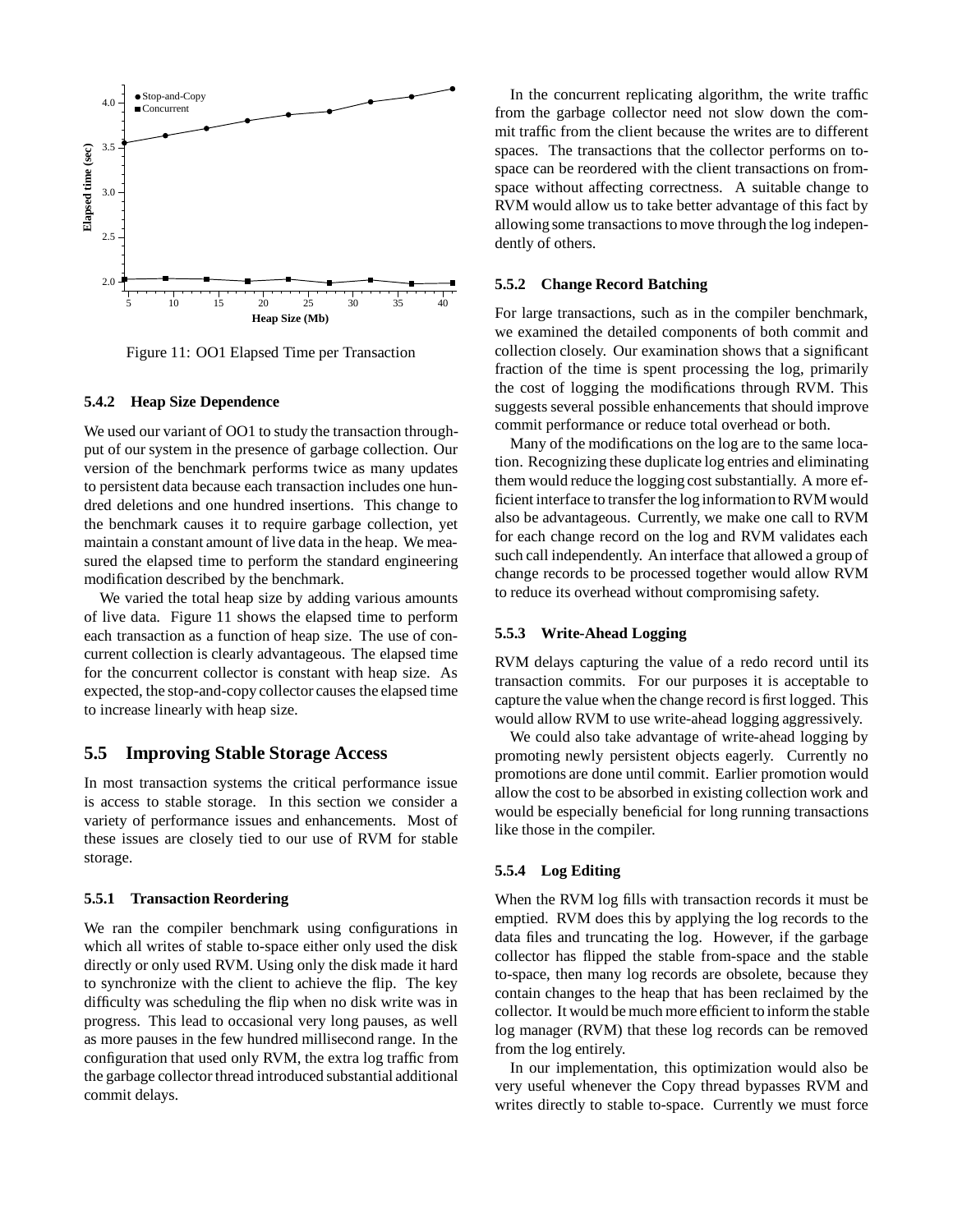Figure 11: OO1 Elapsed Time per Transaction

### 5.4.2 Heap Size Dependence

We used our variant of OO1 to study the transaction throughput of our system in the presence of garbage collection. Our version of the benchmark performs twice as many updates to persistent data because each transaction includes one hundred deletions and one hundred insertions. This change to the benchmark causes it to require garbage collection, yet maintain a constant amount of live data in the heap. We measured the elapsed time to perform the standard engineering modification described by the benchmark.

We varied the total heap size by adding various amounts of live data. Figure 11 shows the elapsed time to perform each transaction as a function of heap size. The use of concurrent collection is clearly advantageous. The elapsed time for the concurrent collector is constant with heap size. As expected, the stop-and-copy collector causes the elapsed time to increase linearly with heap size.

## 5.5 Improving Stable Storage Access

In most transaction systems the critical performance issue is access to stable storage. In this section we consider a variety of performance issues and enhancements. Most of these issues are closely tied to our use of RVM for stable storage.

### 5.5.1 Transaction Reordering

We ran the compiler benchmark using configurations in which all writes of stable to-space either only used the disk directly or only used RVM. Using only the disk made it hard to synchronize with the client to achieve the flip. The key difficulty was scheduling the flip when no disk write was in progress. This lead to occasional very long pauses, as well as more pauses in the few hundred millisecond range. In the configuration that used only RVM, the extra log traffic from the garbage collector thread introduced substantial additional commit delays.

In the concurrent replicating algorithm, the write traffic from the garbage collector need not slow down the commit traffic from the client because the writes are to different spaces. The transactions that the collector performs on to-space can be reordered with the client transactions on from-space without affecting correctness. A suitable change to RVM would allow us to take better advantage of this fact by allowing some transactions to move through the log independently of others.

### 5.5.2 Change Record Batching

For large transactions, such as in the compiler benchmark, we examined the detailed components of both commit and collection closely. Our examination shows that a significant fraction of the time is spent processing the log, primarily the cost of logging the modifications through RVM. This suggests several possible enhancements that should improve commit performance or reduce total overhead or both.

Many of the modifications on the log are to the same location. Recognizing these duplicate log entries and eliminating them would reduce the logging cost substantially. A more efficient interface to transfer the log information to RVM would also be advantageous. Currently, we make one call to RVM for each change record on the log and RVM validates each such call independently. An interface that allowed a group of change records to be processed together would allow RVM to reduce its overhead without compromising safety.

### 5.5.3 Write-Ahead Logging

RVM delays capturing the value of a redo record until its transaction commits. For our purposes it is acceptable to capture the value when the change record is first logged. This would allow RVM to use write-ahead logging aggressively.

We could also take advantage of write-ahead logging by promoting newly persistent objects eagerly. Currently no promotions are done until commit. Earlier promotion would allow the cost to be absorbed in existing collection work and would be especially beneficial for long running transactions like those in the compiler.

### 5.5.4 Log Editing

When the RVM log fills with transaction records it must be emptied. RVM does this by applying the log records to the data files and truncating the log. However, if the garbage collector has flipped the stable from-space and the stable to-space, then many log records are obsolete, because they contain changes to the heap that has been reclaimed by the collector. It would be much more efficient to inform the stable log manager (RVM) that these log records can be removed from the log entirely.

In our implementation, this optimization would also be very useful whenever the Copy thread bypasses RVM and writes directly to stable to-space. Currently we must force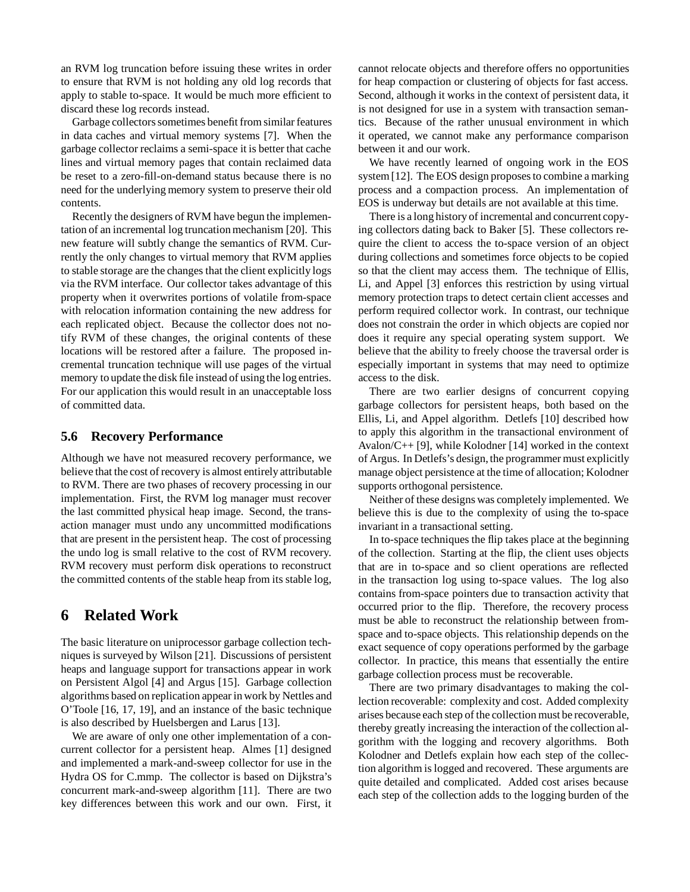an RVM log truncation before issuing these writes in order to ensure that RVM is not holding any old log records that apply to stable to-space. It would be much more efficient to discard these log records instead.

Garbage collectors sometimes benefit from similar features in data caches and virtual memory systems [7]. When the garbage collector reclaims a semi-space it is better that cache lines and virtual memory pages that contain reclaimed data be reset to a zero-fill-on-demand status because there is no need for the underlying memory system to preserve their old contents.

Recently the designers of RVM have begun the implementation of an incremental log truncation mechanism [20]. This new feature will subtly change the semantics of RVM. Currently the only changes to virtual memory that RVM applies to stable storage are the changes that the client explicitly logs via the RVM interface. Our collector takes advantage of this property when it overwrites portions of volatile from-space with relocation information containing the new address for each replicated object. Because the collector does not notify RVM of these changes, the original contents of these locations will be restored after a failure. The proposed incremental truncation technique will use pages of the virtual memory to update the disk file instead of using the log entries. For our application this would result in an unacceptable loss of committed data.

### 5.6 Recovery Performance

Although we have not measured recovery performance, we believe that the cost of recovery is almost entirely attributable to RVM. There are two phases of recovery processing in our implementation. First, the RVM log manager must recover the last committed physical heap image. Second, the transaction manager must undo any uncommitted modifications that are present in the persistent heap. The cost of processing the undo log is small relative to the cost of RVM recovery. RVM recovery must perform disk operations to reconstruct the committed contents of the stable heap from its stable log,

## 6 Related Work

The basic literature on uniprocessor garbage collection techniques is surveyed by Wilson [21]. Discussions of persistent heaps and language support for transactions appear in work on Persistent Algol [4] and Argus [15]. Garbage collection algorithms based on replication appear in work by Nettles and O'Toole [16, 17, 19], and an instance of the basic technique is also described by Huelsbergen and Larus [13].

We are aware of only one other implementation of a concurrent collector for a persistent heap. Almes [1] designed and implemented a mark-and-sweep collector for use in the Hydra OS for C.mmp. The collector is based on Dijkstra's concurrent mark-and-sweep algorithm [11]. There are two key differences between this work and our own. First, it cannot relocate objects and therefore offers no opportunities for heap compaction or clustering of objects for fast access. Second, although it works in the context of persistent data, it is not designed for use in a system with transaction semantics. Because of the rather unusual environment in which it operated, we cannot make any performance comparison between it and our work.

We have recently learned of ongoing work in the EOS system [12]. The EOS design proposes to combine a marking process and a compaction process. An implementation of EOS is underway but details are not available at this time.

There is a long history of incremental and concurrent copying collectors dating back to Baker [5]. These collectors require the client to access the to-space version of an object during collections and sometimes force objects to be copied so that the client may access them. The technique of Ellis, Li, and Appel [3] enforces this restriction by using virtual memory protection traps to detect certain client accesses and perform required collector work. In contrast, our technique does not constrain the order in which objects are copied nor does it require any special operating system support. We believe that the ability to freely choose the traversal order is especially important in systems that may need to optimize access to the disk.

There are two earlier designs of concurrent copying garbage collectors for persistent heaps, both based on the Ellis, Li, and Appel algorithm. Detlefs [10] described how to apply this algorithm in the transactional environment of Avalon/C++ [9], while Kolodner [14] worked in the context of Argus. In Detlefs's design, the programmer must explicitly manage object persistence at the time of allocation; Kolodner supports orthogonal persistence.

Neither of these designs was completely implemented. We believe this is due to the complexity of using the to-space invariant in a transactional setting.

In to-space techniques the flip takes place at the beginning of the collection. Starting at the flip, the client uses objects that are in to-space and so client operations are reflected in the transaction log using to-space values. The log also contains from-space pointers due to transaction activity that occurred prior to the flip. Therefore, the recovery process must be able to reconstruct the relationship between from-space and to-space objects. This relationship depends on the exact sequence of copy operations performed by the garbage collector. In practice, this means that essentially the entire garbage collection process must be recoverable.

There are two primary disadvantages to making the collection recoverable: complexity and cost. Added complexity arises because each step of the collection must be recoverable, thereby greatly increasing the interaction of the collection algorithm with the logging and recovery algorithms. Both Kolodner and Detlefs explain how each step of the collection algorithm is logged and recovered. These arguments are quite detailed and complicated. Added cost arises because each step of the collection adds to the logging burden of the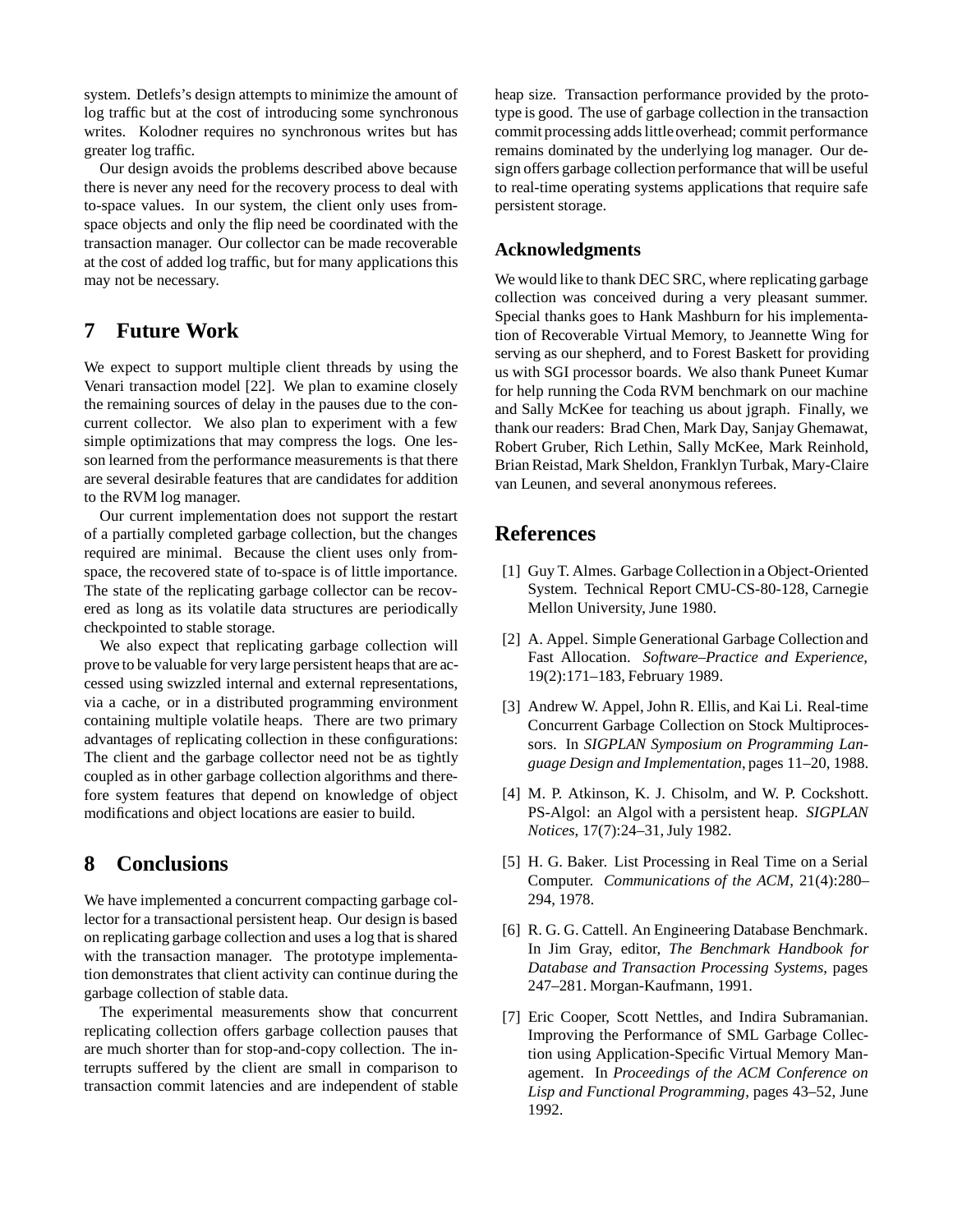system. Detlefs's design attempts to minimize the amount of log traffic but at the cost of introducing some synchronous writes. Kolodner requires no synchronous writes but has greater log traffic.

Our design avoids the problems described above because there is never any need for the recovery process to deal with to-space values. In our system, the client only uses from-space objects and only the flip need be coordinated with the transaction manager. Our collector can be made recoverable at the cost of added log traffic, but for many applications this may not be necessary.

## 7 Future Work

We expect to support multiple client threads by using the Venari transaction model [22]. We plan to examine closely the remaining sources of delay in the pauses due to the concurrent collector. We also plan to experiment with a few simple optimizations that may compress the logs. One lesson learned from the performance measurements is that there are several desirable features that are candidates for addition to the RVM log manager.

Our current implementation does not support the restart of a partially completed garbage collection, but the changes required are minimal. Because the client uses only from-space, the recovered state of to-space is of little importance. The state of the replicating garbage collector can be recovered as long as its volatile data structures are periodically checkpointed to stable storage.

We also expect that replicating garbage collection will prove to be valuable for very large persistent heaps that are accessed using swizzled internal and external representations, via a cache, or in a distributed programming environment containing multiple volatile heaps. There are two primary advantages of replicating collection in these configurations: The client and the garbage collector need not be as tightly coupled as in other garbage collection algorithms and therefore system features that depend on knowledge of object modifications and object locations are easier to build.

## 8 Conclusions

We have implemented a concurrent compacting garbage collector for a transactional persistent heap. Our design is based on replicating garbage collection and uses a log that is shared with the transaction manager. The prototype implementation demonstrates that client activity can continue during the garbage collection of stable data.

The experimental measurements show that concurrent replicating collection offers garbage collection pauses that are much shorter than for stop-and-copy collection. The interrupts suffered by the client are small in comparison to transaction commit latencies and are independent of stable heap size. Transaction performance provided by the prototype is good. The use of garbage collection in the transaction commit processing adds little overhead; commit performance remains dominated by the underlying log manager. Our design offers garbage collection performance that will be useful to real-time operating systems applications that require safe persistent storage.

### Acknowledgments

We would like to thank DEC SRC, where replicating garbage collection was conceived during a very pleasant summer. Special thanks goes to Hank Mashburn for his implementation of Recoverable Virtual Memory, to Jeannette Wing for serving as our shepherd, and to Forest Baskett for providing us with SGI processor boards. We also thank Puneet Kumar for help running the Coda RVM benchmark on our machine and Sally McKee for teaching us about jgraph. Finally, we thank our readers: Brad Chen, Mark Day, Sanjay Ghemawat, Robert Gruber, Rich Lethin, Sally McKee, Mark Reinhold, Brian Reistad, Mark Sheldon, Franklyn Turbak, Mary-Claire van Leunen, and several anonymous referees.

## References

[1] Guy T. Almes. Garbage Collection in a Object-Oriented System. Technical Report CMU-CS-80-128, Carnegie Mellon University, June 1980.

[2] A. Appel. Simple Generational Garbage Collection and Fast Allocation. *Software–Practice and Experience*, 19(2):171–183, February 1989.

[3] Andrew W. Appel, John R. Ellis, and Kai Li. Real-time Concurrent Garbage Collection on Stock Multiprocessors. In *SIGPLAN Symposium on Programming Language Design and Implementation*, pages 11–20, 1988.

[4] M. P. Atkinson, K. J. Chisolm, and W. P. Cockshott. PS-Algol: an Algol with a persistent heap. *SIGPLAN Notices*, 17(7):24–31, July 1982.

[5] H. G. Baker. List Processing in Real Time on a Serial Computer. *Communications of the ACM*, 21(4):280–294, 1978.

[6] R. G. G. Cattell. An Engineering Database Benchmark. In Jim Gray, editor, *The Benchmark Handbook for Database and Transaction Processing Systems*, pages 247–281. Morgan-Kaufmann, 1991.

[7] Eric Cooper, Scott Nettles, and Indira Subramanian. Improving the Performance of SML Garbage Collection using Application-Specific Virtual Memory Management. In *Proceedings of the ACM Conference on Lisp and Functional Programming*, pages 43–52, June 1992.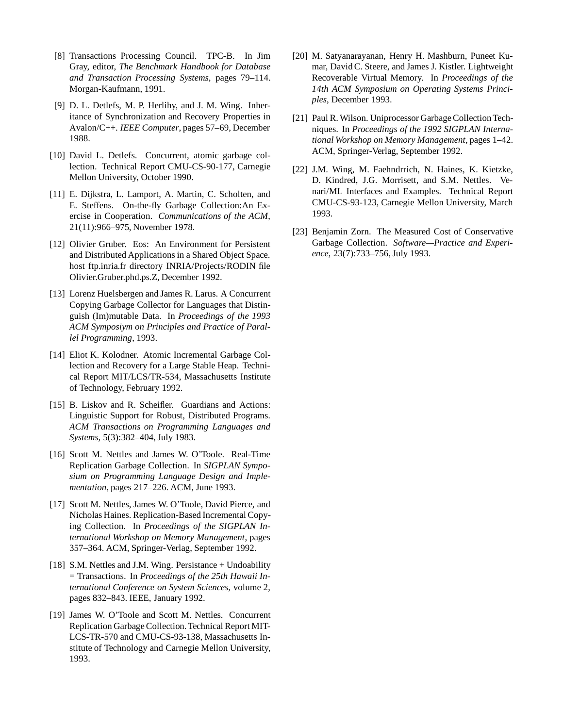[8] Transactions Processing Council. TPC-B. In Jim Gray, editor, *The Benchmark Handbook for Database and Transaction Processing Systems*, pages 79–114. Morgan-Kaufmann, 1991.

[9] D. L. Detlefs, M. P. Herlihy, and J. M. Wing. Inheritance of Synchronization and Recovery Properties in Avalon/C++. *IEEE Computer*, pages 57–69, December 1988.

[10] David L. Detlefs. Concurrent, atomic garbage collection. Technical Report CMU-CS-90-177, Carnegie Mellon University, October 1990.

[11] E. Dijkstra, L. Lamport, A. Martin, C. Scholten, and E. Steffens. On-the-fly Garbage Collection:An Exercise in Cooperation. *Communications of the ACM*, 21(11):966–975, November 1978.

[12] Olivier Gruber. Eos: An Environment for Persistent and Distributed Applications in a Shared Object Space. host ftp.inria.fr directory INRIA/Projects/RODIN file Olivier.Gruber.phd.ps.Z, December 1992.

[13] Lorenz Huelsbergen and James R. Larus. A Concurrent Copying Garbage Collector for Languages that Distinguish (Im)mutable Data. In *Proceedings of the 1993 ACM Symposiym on Principles and Practice of Parallel Programming*, 1993.

[14] Eliot K. Kolodner. Atomic Incremental Garbage Collection and Recovery for a Large Stable Heap. Technical Report MIT/LCS/TR-534, Massachusetts Institute of Technology, February 1992.

[15] B. Liskov and R. Scheifler. Guardians and Actions: Linguistic Support for Robust, Distributed Programs. *ACM Transactions on Programming Languages and Systems*, 5(3):382–404, July 1983.

[16] Scott M. Nettles and James W. O'Toole. Real-Time Replication Garbage Collection. In *SIGPLAN Symposium on Programming Language Design and Implementation*, pages 217–226. ACM, June 1993.

[17] Scott M. Nettles, James W. O'Toole, David Pierce, and Nicholas Haines. Replication-Based Incremental Copying Collection. In *Proceedings of the SIGPLAN International Workshop on Memory Management*, pages 357–364. ACM, Springer-Verlag, September 1992.

[18] S.M. Nettles and J.M. Wing. Persistance + Undoability = Transactions. In *Proceedings of the 25th Hawaii International Conference on System Sciences*, volume 2, pages 832–843. IEEE, January 1992.

[19] James W. O'Toole and Scott M. Nettles. Concurrent Replication Garbage Collection. Technical Report MIT-LCS-TR-570 and CMU-CS-93-138, Massachusetts Institute of Technology and Carnegie Mellon University, 1993.

[20] M. Satyanarayanan, Henry H. Mashburn, Puneet Kumar, David C. Steere, and James J. Kistler. Lightweight Recoverable Virtual Memory. In *Proceedings of the 14th ACM Symposium on Operating Systems Principles*, December 1993.

[21] Paul R. Wilson. Uniprocessor Garbage Collection Techniques. In *Proceedings of the 1992 SIGPLAN International Workshop on Memory Management*, pages 1–42. ACM, Springer-Verlag, September 1992.

[22] J.M. Wing, M. Faehndrrich, N. Haines, K. Kietzke, D. Kindred, J.G. Morrisett, and S.M. Nettles. Venari/ML Interfaces and Examples. Technical Report CMU-CS-93-123, Carnegie Mellon University, March 1993.

[23] Benjamin Zorn. The Measured Cost of Conservative Garbage Collection. *Software—Practice and Experience*, 23(7):733–756, July 1993.